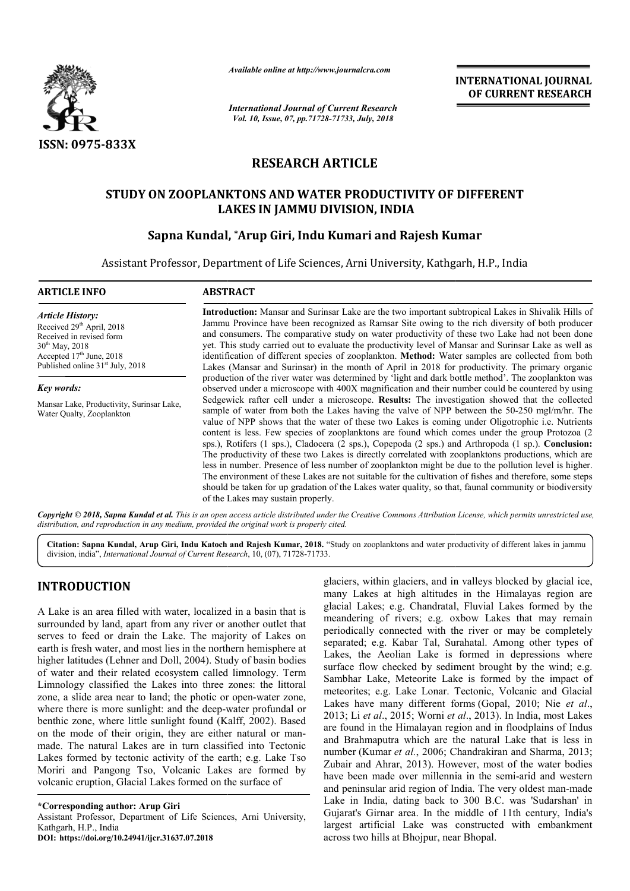ISSN: 0975-833X

*Available online at http://www.journalcra.com*

*International Journal of Current Research*
*Vol. 10, Issue, 07, pp.71728-71733, July, 2018*

**INTERNATIONAL JOURNAL OF CURRENT RESEARCH**

# RESEARCH ARTICLE

## STUDY ON ZOOPLANKTONS AND WATER PRODUCTIVITY OF DIFFERENT LAKES IN JAMMU DIVISION, INDIA

### Sapna Kundal, *Arup Giri, Indu Kumari and Rajesh Kumar

Assistant Professor, Department of Life Sciences, Arni University, Kathgarh, H.P., India

**ARTICLE INFO**

*Article History:*
Received 29th April, 2018
Received in revised form 30th May, 2018
Accepted 17th June, 2018
Published online 31st July, 2018

*Key words:*
Mansar Lake, Productivity, Surinsar Lake, Water Qualty, Zooplankton

**ABSTRACT**

**Introduction:** Mansar and Surinsar Lake are the two important subtropical Lakes in Shivalik Hills of Jammu Province have been recognized as Ramsar Site owing to the rich diversity of both producer and consumers. The comparative study on water productivity of these two Lake had not been done yet. This study carried out to evaluate the productivity level of Mansar and Surinsar Lake as well as identification of different species of zooplankton. **Method:** Water samples are collected from both Lakes (Mansar and Surinsar) in the month of April in 2018 for productivity. The primary organic production of the river water was determined by 'light and dark bottle method'. The zooplankton was observed under a microscope with 400X magnification and their number could be countered by using Sedgewick rafter cell under a microscope. **Results:** The investigation showed that the collected sample of water from both the Lakes having the valve of NPP between the 50-250 mgl/m/hr. The value of NPP shows that the water of these two Lakes is coming under Oligotrophic i.e. Nutrients content is less. Few species of zooplanktons are found which comes under the group Protozoa (2 sps.), Rotifers (1 sps.), Cladocera (2 sps.), Copepoda (2 sps.) and Arthropoda (1 sp.). **Conclusion:** The productivity of these two Lakes is directly correlated with zooplanktons productions, which are less in number. Presence of less number of zooplankton might be due to the pollution level is higher. The environment of these Lakes are not suitable for the cultivation of fishes and therefore, some steps should be taken for up gradation of the Lakes water quality, so that, faunal community or biodiversity of the Lakes may sustain properly.

*Copyright © 2018, Sapna Kundal et al. This is an open access article distributed under the Creative Commons Attribution License, which permits unrestricted use, distribution, and reproduction in any medium, provided the original work is properly cited.*

**Citation: Sapna Kundal, Arup Giri, Indu Katoch and Rajesh Kumar, 2018.** "Study on zooplanktons and water productivity of different lakes in jammu division, india", *International Journal of Current Research*, 10, (07), 71728-71733.

## INTRODUCTION

A Lake is an area filled with water, localized in a basin that is surrounded by land, apart from any river or another outlet that serves to feed or drain the Lake. The majority of Lakes on earth is fresh water, and most lies in the northern hemisphere at higher latitudes (Lehner and Doll, 2004). Study of basin bodies of water and their related ecosystem called limnology. Term Limnology classified the Lakes into three zones: the littoral zone, a slide area near to land; the photic or open-water zone, where there is more sunlight: and the deep-water profundal or benthic zone, where little sunlight found (Kalff, 2002). Based on the mode of their origin, they are either natural or man-made. The natural Lakes are in turn classified into Tectonic Lakes formed by tectonic activity of the earth; e.g. Lake Tso Moriri and Pangong Tso, Volcanic Lakes are formed by volcanic eruption, Glacial Lakes formed on the surface of glaciers, within glaciers, and in valleys blocked by glacial ice, many Lakes at high altitudes in the Himalayas region are glacial Lakes; e.g. Chandratal, Fluvial Lakes formed by the meandering of rivers; e.g. oxbow Lakes that may remain periodically connected with the river or may be completely separated; e.g. Kabar Tal, Surahatal. Among other types of Lakes, the Aeolian Lake is formed in depressions where surface flow checked by sediment brought by the wind; e.g. Sambhar Lake, Meteorite Lake is formed by the impact of meteorites; e.g. Lake Lonar. Tectonic, Volcanic and Glacial Lakes have many different forms (Gopal, 2010; Nie *et al*., 2013; Li *et al*., 2015; Worni *et al*., 2013). In India, most Lakes are found in the Himalayan region and in floodplains of Indus and Brahmaputra which are the natural Lake that is less in number (Kumar *et al.*, 2006; Chandrakiran and Sharma, 2013; Zubair and Ahrar, 2013). However, most of the water bodies have been made over millennia in the semi-arid and western and peninsular arid region of India. The very oldest man-made Lake in India, dating back to 300 B.C. was 'Sudarshan' in Gujarat's Girnar area. In the middle of 11th century, India's largest artificial Lake was constructed with embankment across two hills at Bhojpur, near Bhopal.

**\*Corresponding author: Arup Giri**
Assistant Professor, Department of Life Sciences, Arni University, Kathgarh, H.P., India
**DOI: https://doi.org/10.24941/ijcr.31637.07.2018**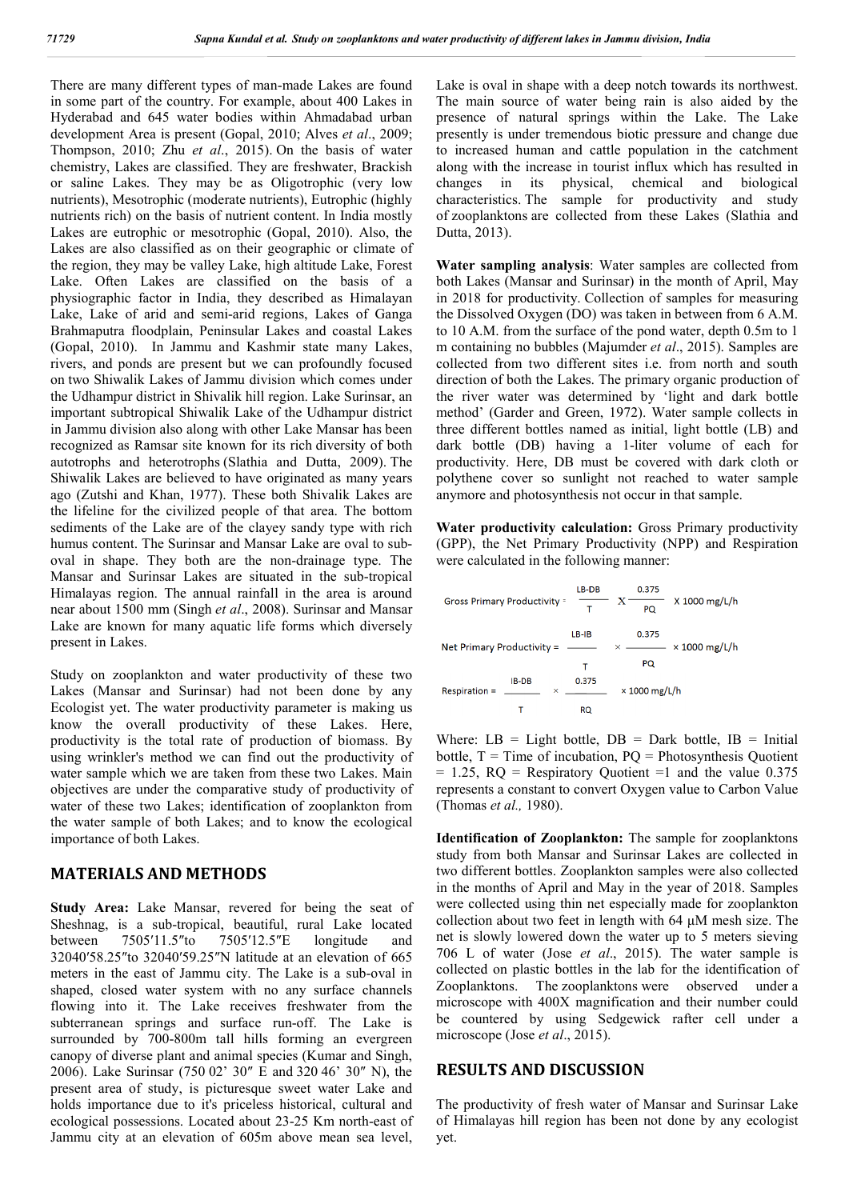There are many different types of man-made Lakes are found in some part of the country. For example, about 400 Lakes in Hyderabad and 645 water bodies within Ahmadabad urban development Area is present (Gopal, 2010; Alves *et al*., 2009; Thompson, 2010; Zhu *et al*., 2015). On the basis of water chemistry, Lakes are classified. They are freshwater, Brackish or saline Lakes. They may be as Oligotrophic (very low nutrients), Mesotrophic (moderate nutrients), Eutrophic (highly nutrients rich) on the basis of nutrient content. In India mostly Lakes are eutrophic or mesotrophic (Gopal, 2010). Also, the Lakes are also classified as on their geographic or climate of the region, they may be valley Lake, high altitude Lake, Forest Lake. Often Lakes are classified on the basis of a physiographic factor in India, they described as Himalayan Lake, Lake of arid and semi-arid regions, Lakes of Ganga Brahmaputra floodplain, Peninsular Lakes and coastal Lakes (Gopal, 2010). In Jammu and Kashmir state many Lakes, rivers, and ponds are present but we can profoundly focused on two Shiwalik Lakes of Jammu division which comes under the Udhampur district in Shivalik hill region. Lake Surinsar, an important subtropical Shiwalik Lake of the Udhampur district in Jammu division also along with other Lake Mansar has been recognized as Ramsar site known for its rich diversity of both autotrophs and heterotrophs (Slathia and Dutta, 2009). The Shiwalik Lakes are believed to have originated as many years ago (Zutshi and Khan, 1977). These both Shivalik Lakes are the lifeline for the civilized people of that area. The bottom sediments of the Lake are of the clayey sandy type with rich humus content. The Surinsar and Mansar Lake are oval to sub-oval in shape. They both are the non-drainage type. The Mansar and Surinsar Lakes are situated in the sub-tropical Himalayas region. The annual rainfall in the area is around near about 1500 mm (Singh *et al*., 2008). Surinsar and Mansar Lake are known for many aquatic life forms which diversely present in Lakes.

Study on zooplankton and water productivity of these two Lakes (Mansar and Surinsar) had not been done by any Ecologist yet. The water productivity parameter is making us know the overall productivity of these Lakes. Here, productivity is the total rate of production of biomass. By using wrinkler's method we can find out the productivity of water sample which we are taken from these two Lakes. Main objectives are under the comparative study of productivity of water of these two Lakes; identification of zooplankton from the water sample of both Lakes; and to know the ecological importance of both Lakes.

## MATERIALS AND METHODS

**Study Area:** Lake Mansar, revered for being the seat of Sheshnag, is a sub-tropical, beautiful, rural Lake located between 7505′11.5″to 7505′12.5″E longitude and 32040′58.25″to 32040′59.25″N latitude at an elevation of 665 meters in the east of Jammu city. The Lake is a sub-oval in shaped, closed water system with no any surface channels flowing into it. The Lake receives freshwater from the subterranean springs and surface run-off. The Lake is surrounded by 700-800m tall hills forming an evergreen canopy of diverse plant and animal species (Kumar and Singh, 2006). Lake Surinsar (750 02' 30″ E and 320 46' 30″ N), the present area of study, is picturesque sweet water Lake and holds importance due to it's priceless historical, cultural and ecological possessions. Located about 23-25 Km north-east of Jammu city at an elevation of 605m above mean sea level, Lake is oval in shape with a deep notch towards its northwest. The main source of water being rain is also aided by the presence of natural springs within the Lake. The Lake presently is under tremendous biotic pressure and change due to increased human and cattle population in the catchment along with the increase in tourist influx which has resulted in changes in physical, chemical and biological characteristics. The sample for productivity and study of zooplanktons are collected from these Lakes (Slathia and Dutta, 2013).

**Water sampling analysis**: Water samples are collected from both Lakes (Mansar and Surinsar) in the month of April, May in 2018 for productivity. Collection of samples for measuring the Dissolved Oxygen (DO) was taken in between from 6 A.M. to 10 A.M. from the surface of the pond water, depth 0.5m to 1 m containing no bubbles (Majumder *et al*., 2015). Samples are collected from two different sites i.e. from north and south direction of both the Lakes. The primary organic production of the river water was determined by 'light and dark bottle method' (Garder and Green, 1972). Water sample collects in three different bottles named as initial, light bottle (LB) and dark bottle (DB) having a 1-liter volume of each for productivity. Here, DB must be covered with dark cloth or polythene cover so sunlight not reached to water sample anymore and photosynthesis not occur in that sample.

**Water productivity calculation:** Gross Primary productivity (GPP), the Net Primary Productivity (NPP) and Respiration were calculated in the following manner:

$$\text{Gross Primary Productivity} = \frac{LB-DB}{T} \times \frac{0.375}{PQ} \times 1000 \text{ mg/L/h}$$

$$\text{Net Primary Productivity} = \frac{LB-IB}{T} \times \frac{0.375}{PQ} \times 1000 \text{ mg/L/h}$$

$$\text{Respiration} = \frac{IB-DB}{T} \times \frac{0.375}{RQ} \times 1000 \text{ mg/L/h}$$

Where: LB = Light bottle, DB = Dark bottle, IB = Initial bottle, T = Time of incubation, PQ = Photosynthesis Quotient = 1.25, RQ = Respiratory Quotient =1 and the value 0.375 represents a constant to convert Oxygen value to Carbon Value (Thomas *et al.,* 1980).

**Identification of Zooplankton:** The sample for zooplanktons study from both Mansar and Surinsar Lakes are collected in two different bottles. Zooplankton samples were also collected in the months of April and May in the year of 2018. Samples were collected using thin net especially made for zooplankton collection about two feet in length with 64 μM mesh size. The net is slowly lowered down the water up to 5 meters sieving 706 L of water (Jose *et al*., 2015). The water sample is collected on plastic bottles in the lab for the identification of Zooplanktons. The zooplanktons were observed under a microscope with 400X magnification and their number could be countered by using Sedgewick rafter cell under a microscope (Jose *et al*., 2015).

## RESULTS AND DISCUSSION

The productivity of fresh water of Mansar and Surinsar Lake of Himalayas hill region has been not done by any ecologist yet.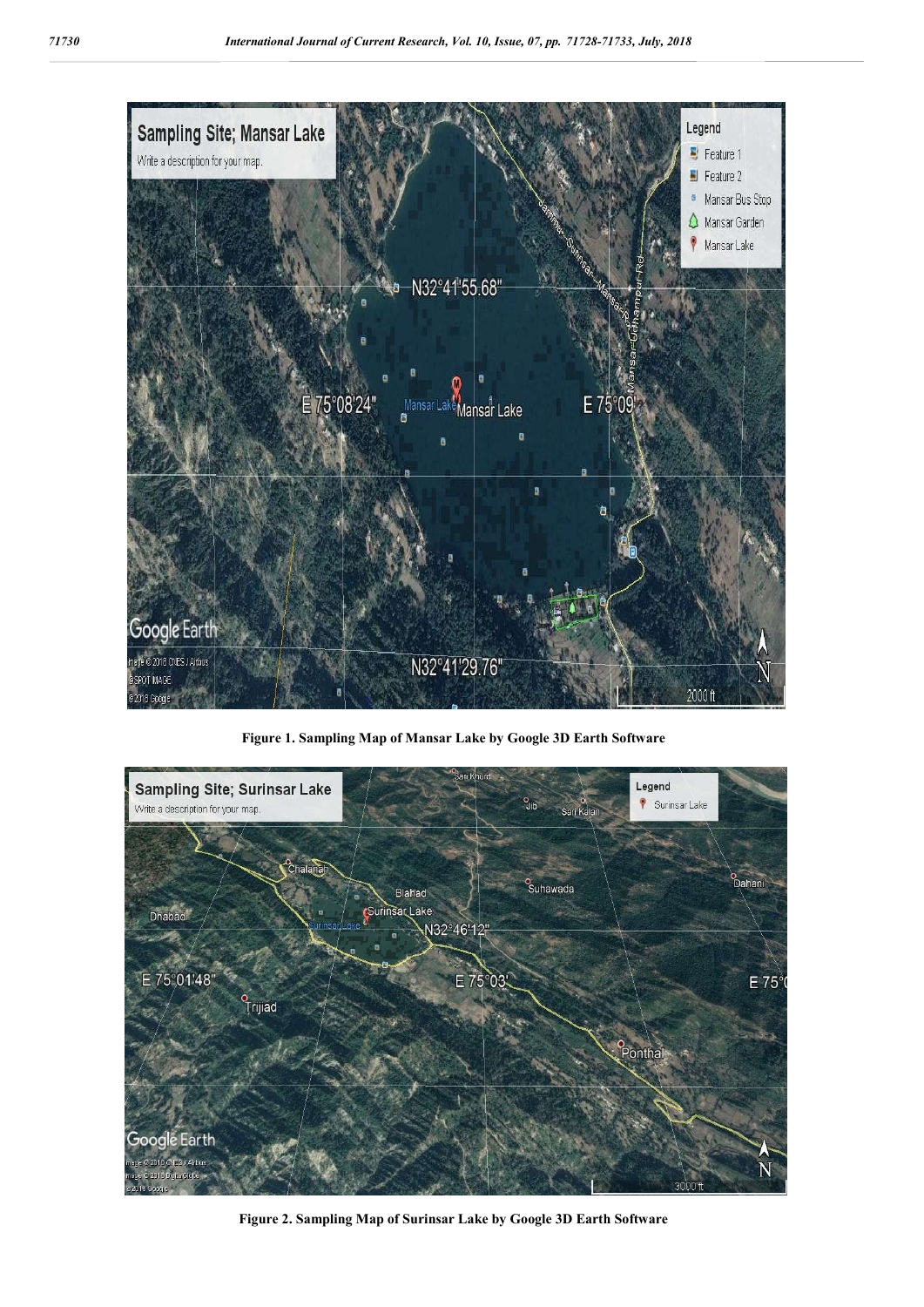Figure 1. Sampling Map of Mansar Lake by Google 3D Earth Software

Figure 2. Sampling Map of Surinsar Lake by Google 3D Earth Software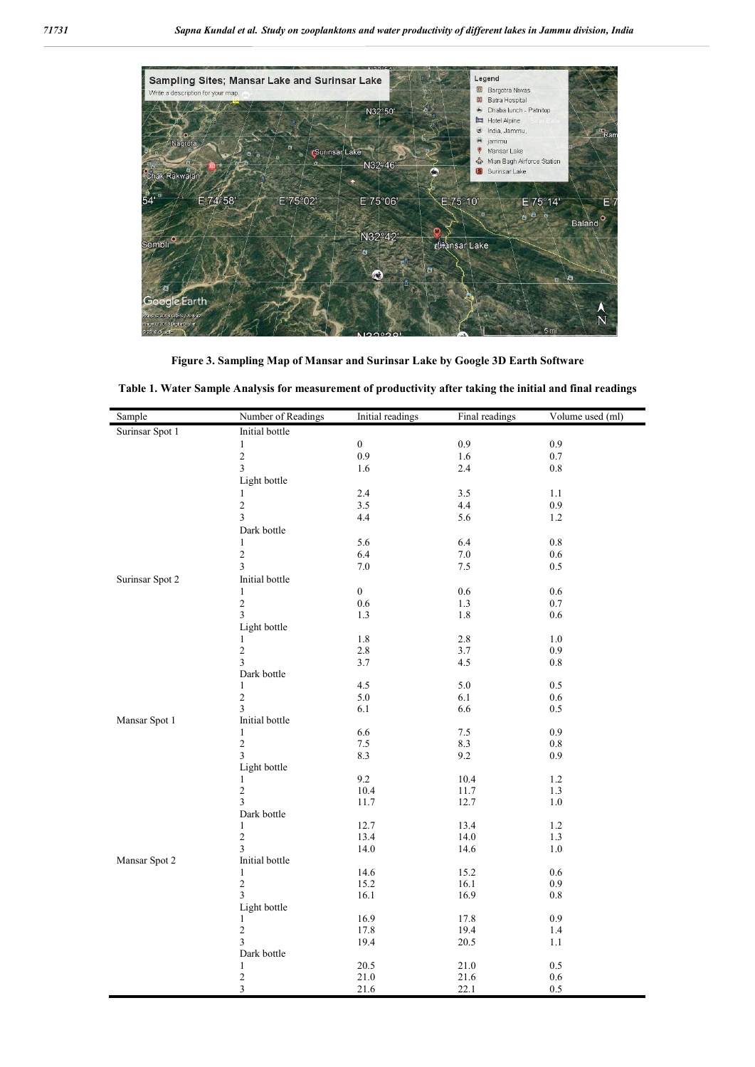Figure 3. Sampling Map of Mansar and Surinsar Lake by Google 3D Earth Software

**Table 1. Water Sample Analysis for measurement of productivity after taking the initial and final readings**

| Sample | Number of Readings | Initial readings | Final readings | Volume used (ml) |
|---|---|---|---|---|
| Surinsar Spot 1 | Initial bottle | | | |
| | 1 | 0 | 0.9 | 0.9 |
| | 2 | 0.9 | 1.6 | 0.7 |
| | 3 | 1.6 | 2.4 | 0.8 |
| | Light bottle | | | |
| | 1 | 2.4 | 3.5 | 1.1 |
| | 2 | 3.5 | 4.4 | 0.9 |
| | 3 | 4.4 | 5.6 | 1.2 |
| | Dark bottle | | | |
| | 1 | 5.6 | 6.4 | 0.8 |
| | 2 | 6.4 | 7.0 | 0.6 |
| | 3 | 7.0 | 7.5 | 0.5 |
| Surinsar Spot 2 | Initial bottle | | | |
| | 1 | 0 | 0.6 | 0.6 |
| | 2 | 0.6 | 1.3 | 0.7 |
| | 3 | 1.3 | 1.8 | 0.6 |
| | Light bottle | | | |
| | 1 | 1.8 | 2.8 | 1.0 |
| | 2 | 2.8 | 3.7 | 0.9 |
| | 3 | 3.7 | 4.5 | 0.8 |
| | Dark bottle | | | |
| | 1 | 4.5 | 5.0 | 0.5 |
| | 2 | 5.0 | 6.1 | 0.6 |
| | 3 | 6.1 | 6.6 | 0.5 |
| Mansar Spot 1 | Initial bottle | | | |
| | 1 | 6.6 | 7.5 | 0.9 |
| | 2 | 7.5 | 8.3 | 0.8 |
| | 3 | 8.3 | 9.2 | 0.9 |
| | Light bottle | | | |
| | 1 | 9.2 | 10.4 | 1.2 |
| | 2 | 10.4 | 11.7 | 1.3 |
| | 3 | 11.7 | 12.7 | 1.0 |
| | Dark bottle | | | |
| | 1 | 12.7 | 13.4 | 1.2 |
| | 2 | 13.4 | 14.0 | 1.3 |
| | 3 | 14.0 | 14.6 | 1.0 |
| Mansar Spot 2 | Initial bottle | | | |
| | 1 | 14.6 | 15.2 | 0.6 |
| | 2 | 15.2 | 16.1 | 0.9 |
| | 3 | 16.1 | 16.9 | 0.8 |
| | Light bottle | | | |
| | 1 | 16.9 | 17.8 | 0.9 |
| | 2 | 17.8 | 19.4 | 1.4 |
| | 3 | 19.4 | 20.5 | 1.1 |
| | Dark bottle | | | |
| | 1 | 20.5 | 21.0 | 0.5 |
| | 2 | 21.0 | 21.6 | 0.6 |
| | 3 | 21.6 | 22.1 | 0.5 |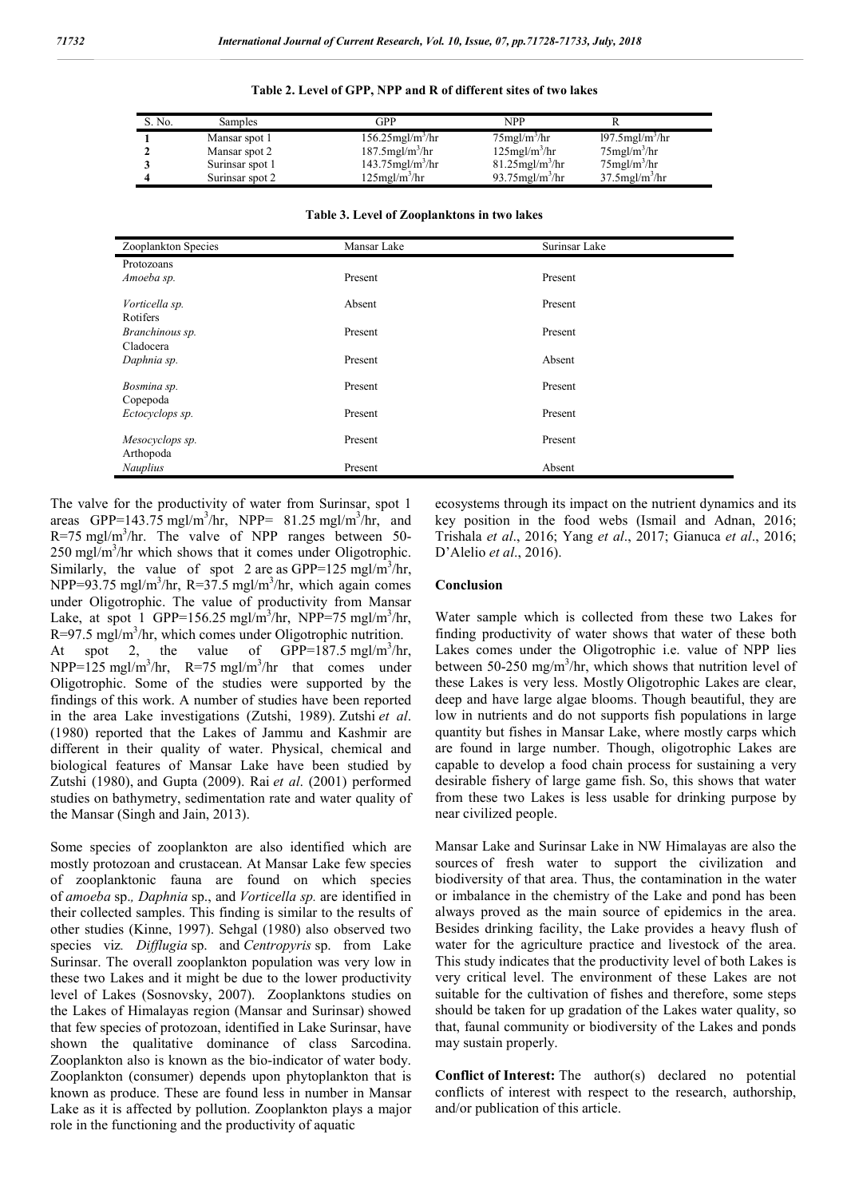**Table 2. Level of GPP, NPP and R of different sites of two lakes**

| S. No. | Samples | GPP | NPP | R |
|---|---|---|---|---|
| **1** | Mansar spot 1 | 156.25mgl/m$^3$/hr | 75mgl/m$^3$/hr | l97.5mgl/m$^3$/hr |
| **2** | Mansar spot 2 | 187.5mgl/m$^3$/hr | 125mgl/m$^3$/hr | 75mgl/m$^3$/hr |
| **3** | Surinsar spot 1 | 143.75mgl/m$^3$/hr | 81.25mgl/m$^3$/hr | 75mgl/m$^3$/hr |
| **4** | Surinsar spot 2 | 125mgl/m$^3$/hr | 93.75mgl/m$^3$/hr | 37.5mgl/m$^3$/hr |

**Table 3. Level of Zooplanktons in two lakes**

| Zooplankton Species | Mansar Lake | Surinsar Lake |
|---|---|---|
| Protozoans | | |
| *Amoeba sp.* | Present | Present |
| *Vorticella sp.* | Absent | Present |
| Rotifers | | |
| *Branchinous sp.* | Present | Present |
| Cladocera | | |
| *Daphnia sp.* | Present | Absent |
| *Bosmina sp.* | Present | Present |
| Copepoda | | |
| *Ectocyclops sp.* | Present | Present |
| *Mesocyclops sp.* | Present | Present |
| Arthopoda | | |
| *Nauplius* | Present | Absent |

The valve for the productivity of water from Surinsar, spot 1 areas GPP=143.75 mgl/m$^3$/hr, NPP= 81.25 mgl/m$^3$/hr, and R=75 mgl/m$^3$/hr. The valve of NPP ranges between 50-250 mgl/m$^3$/hr which shows that it comes under Oligotrophic. Similarly, the value of spot 2 are as GPP=125 mgl/m$^3$/hr, NPP=93.75 mgl/m$^3$/hr, R=37.5 mgl/m$^3$/hr, which again comes under Oligotrophic. The value of productivity from Mansar Lake, at spot 1 GPP=156.25 mgl/m$^3$/hr, NPP=75 mgl/m$^3$/hr, R=97.5 mgl/m$^3$/hr, which comes under Oligotrophic nutrition. At spot 2, the value of GPP=187.5 mgl/m$^3$/hr, NPP=125 mgl/m$^3$/hr, R=75 mgl/m$^3$/hr that comes under Oligotrophic. Some of the studies were supported by the findings of this work. A number of studies have been reported in the area Lake investigations (Zutshi, 1989). Zutshi *et al*. (1980) reported that the Lakes of Jammu and Kashmir are different in their quality of water. Physical, chemical and biological features of Mansar Lake have been studied by Zutshi (1980), and Gupta (2009). Rai *et al*. (2001) performed studies on bathymetry, sedimentation rate and water quality of the Mansar (Singh and Jain, 2013).

Some species of zooplankton are also identified which are mostly protozoan and crustacean. At Mansar Lake few species of zooplanktonic fauna are found on which species of *amoeba* sp*., Daphnia* sp., and *Vorticella sp.* are identified in their collected samples. This finding is similar to the results of other studies (Kinne, 1997). Sehgal (1980) also observed two species viz. *Difflugia* sp. and *Centropyris* sp. from Lake Surinsar. The overall zooplankton population was very low in these two Lakes and it might be due to the lower productivity level of Lakes (Sosnovsky, 2007). Zooplanktons studies on the Lakes of Himalayas region (Mansar and Surinsar) showed that few species of protozoan, identified in Lake Surinsar, have shown the qualitative dominance of class Sarcodina. Zooplankton also is known as the bio-indicator of water body. Zooplankton (consumer) depends upon phytoplankton that is known as produce. These are found less in number in Mansar Lake as it is affected by pollution. Zooplankton plays a major role in the functioning and the productivity of aquatic ecosystems through its impact on the nutrient dynamics and its key position in the food webs (Ismail and Adnan, 2016; Trishala *et al*., 2016; Yang *et al*., 2017; Gianuca *et al*., 2016; D'Alelio *et al*., 2016).

## Conclusion

Water sample which is collected from these two Lakes for finding productivity of water shows that water of these both Lakes comes under the Oligotrophic i.e. value of NPP lies between 50-250 mg/m$^3$/hr, which shows that nutrition level of these Lakes is very less. Mostly Oligotrophic Lakes are clear, deep and have large algae blooms. Though beautiful, they are low in nutrients and do not supports fish populations in large quantity but fishes in Mansar Lake, where mostly carps which are found in large number. Though, oligotrophic Lakes are capable to develop a food chain process for sustaining a very desirable fishery of large game fish. So, this shows that water from these two Lakes is less usable for drinking purpose by near civilized people.

Mansar Lake and Surinsar Lake in NW Himalayas are also the sources of fresh water to support the civilization and biodiversity of that area. Thus, the contamination in the water or imbalance in the chemistry of the Lake and pond has been always proved as the main source of epidemics in the area. Besides drinking facility, the Lake provides a heavy flush of water for the agriculture practice and livestock of the area. This study indicates that the productivity level of both Lakes is very critical level. The environment of these Lakes are not suitable for the cultivation of fishes and therefore, some steps should be taken for up gradation of the Lakes water quality, so that, faunal community or biodiversity of the Lakes and ponds may sustain properly.

**Conflict of Interest:** The author(s) declared no potential conflicts of interest with respect to the research, authorship, and/or publication of this article.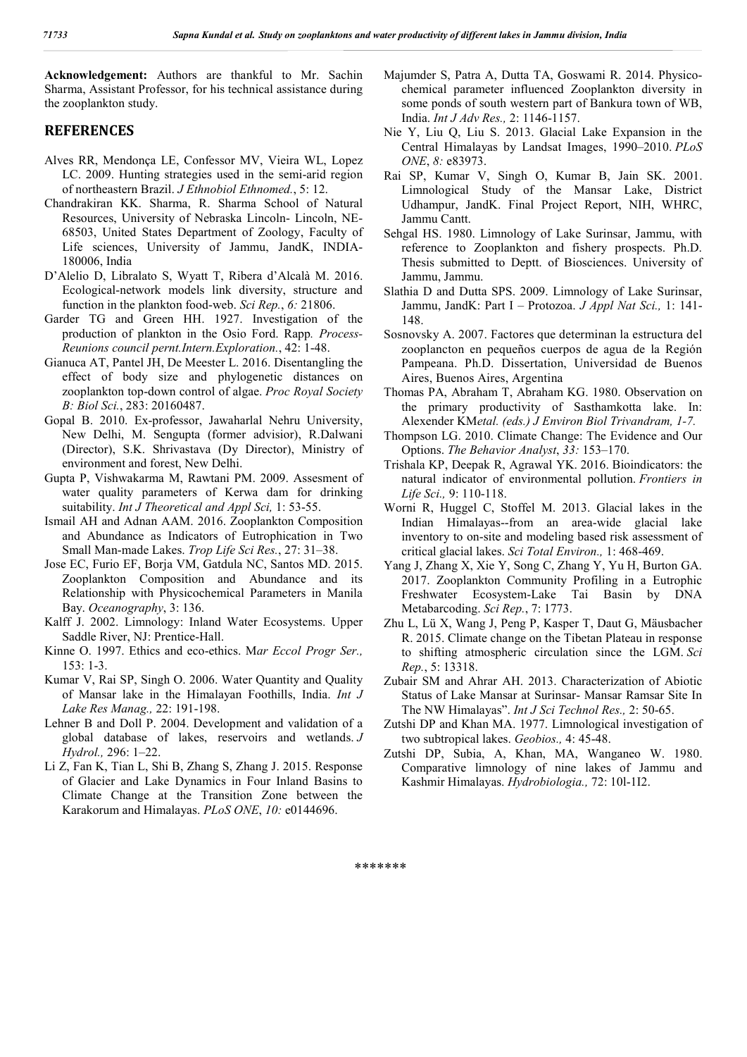**Acknowledgement:** Authors are thankful to Mr. Sachin Sharma, Assistant Professor, for his technical assistance during the zooplankton study.

## REFERENCES

Alves RR, Mendonça LE, Confessor MV, Vieira WL, Lopez LC. 2009. Hunting strategies used in the semi-arid region of northeastern Brazil. *J Ethnobiol Ethnomed.*, 5: 12.

Chandrakiran KK. Sharma, R. Sharma School of Natural Resources, University of Nebraska Lincoln- Lincoln, NE-68503, United States Department of Zoology, Faculty of Life sciences, University of Jammu, JandK, INDIA-180006, India

D'Alelio D, Libralato S, Wyatt T, Ribera d'Alcalà M. 2016. Ecological-network models link diversity, structure and function in the plankton food-web. *Sci Rep.*, *6:* 21806.

Garder TG and Green HH. 1927. Investigation of the production of plankton in the Osio Ford. Rapp*. Process-Reunions council pernt.Intern.Exploration.*, 42: 1-48.

Gianuca AT, Pantel JH, De Meester L. 2016. Disentangling the effect of body size and phylogenetic distances on zooplankton top-down control of algae. *Proc Royal Society B: Biol Sci.*, 283: 20160487.

Gopal B. 2010. Ex-professor, Jawaharlal Nehru University, New Delhi, M. Sengupta (former advisior), R.Dalwani (Director), S.K. Shrivastava (Dy Director), Ministry of environment and forest, New Delhi.

Gupta P, Vishwakarma M, Rawtani PM. 2009. Assesment of water quality parameters of Kerwa dam for drinking suitability. *Int J Theoretical and Appl Sci,* 1: 53-55.

Ismail AH and Adnan AAM. 2016. Zooplankton Composition and Abundance as Indicators of Eutrophication in Two Small Man-made Lakes. *Trop Life Sci Res.*, 27: 31–38.

Jose EC, Furio EF, Borja VM, Gatdula NC, Santos MD. 2015. Zooplankton Composition and Abundance and its Relationship with Physicochemical Parameters in Manila Bay. *Oceanography*, 3: 136.

Kalff J. 2002. Limnology: Inland Water Ecosystems. Upper Saddle River, NJ: Prentice-Hall.

Kinne O. 1997. Ethics and eco-ethics. M*ar Eccol Progr Ser.,* 153: 1-3.

Kumar V, Rai SP, Singh O. 2006. Water Quantity and Quality of Mansar lake in the Himalayan Foothills, India. *Int J Lake Res Manag.,* 22: 191-198.

Lehner B and Doll P. 2004. Development and validation of a global database of lakes, reservoirs and wetlands. *J Hydrol.,* 296: 1–22.

Li Z, Fan K, Tian L, Shi B, Zhang S, Zhang J. 2015. Response of Glacier and Lake Dynamics in Four Inland Basins to Climate Change at the Transition Zone between the Karakorum and Himalayas. *PLoS ONE*, *10:* e0144696.

Majumder S, Patra A, Dutta TA, Goswami R. 2014. Physico-chemical parameter influenced Zooplankton diversity in some ponds of south western part of Bankura town of WB, India. *Int J Adv Res.,* 2: 1146-1157.

Nie Y, Liu Q, Liu S. 2013. Glacial Lake Expansion in the Central Himalayas by Landsat Images, 1990–2010. *PLoS ONE*, *8:* e83973.

Rai SP, Kumar V, Singh O, Kumar B, Jain SK. 2001. Limnological Study of the Mansar Lake, District Udhampur, JandK. Final Project Report, NIH, WHRC, Jammu Cantt.

Sehgal HS. 1980. Limnology of Lake Surinsar, Jammu, with reference to Zooplankton and fishery prospects. Ph.D. Thesis submitted to Deptt. of Biosciences. University of Jammu, Jammu.

Slathia D and Dutta SPS. 2009. Limnology of Lake Surinsar, Jammu, JandK: Part I – Protozoa. *J Appl Nat Sci.,* 1: 141-148.

Sosnovsky A. 2007. Factores que determinan la estructura del zooplancton en pequeños cuerpos de agua de la Región Pampeana. Ph.D. Dissertation, Universidad de Buenos Aires, Buenos Aires, Argentina

Thomas PA, Abraham T, Abraham KG. 1980. Observation on the primary productivity of Sasthamkotta lake. In: Alexender KM*etal. (eds.) J Environ Biol Trivandram, 1-7.*

Thompson LG. 2010. Climate Change: The Evidence and Our Options. *The Behavior Analyst*, *33:* 153–170.

Trishala KP, Deepak R, Agrawal YK. 2016. Bioindicators: the natural indicator of environmental pollution. *Frontiers in Life Sci.,* 9: 110-118.

Worni R, Huggel C, Stoffel M. 2013. Glacial lakes in the Indian Himalayas--from an area-wide glacial lake inventory to on-site and modeling based risk assessment of critical glacial lakes. *Sci Total Environ.,* 1: 468-469.

Yang J, Zhang X, Xie Y, Song C, Zhang Y, Yu H, Burton GA. 2017. Zooplankton Community Profiling in a Eutrophic Freshwater Ecosystem-Lake Tai Basin by DNA Metabarcoding. *Sci Rep.*, 7: 1773.

Zhu L, Lü X, Wang J, Peng P, Kasper T, Daut G, Mäusbacher R. 2015. Climate change on the Tibetan Plateau in response to shifting atmospheric circulation since the LGM. *Sci Rep.*, 5: 13318.

Zubair SM and Ahrar AH. 2013. Characterization of Abiotic Status of Lake Mansar at Surinsar- Mansar Ramsar Site In The NW Himalayas". *Int J Sci Technol Res.,* 2: 50-65.

Zutshi DP and Khan MA. 1977. Limnological investigation of two subtropical lakes. *Geobios.,* 4: 45-48.

Zutshi DP, Subia, A, Khan, MA, Wanganeo W. 1980. Comparative limnology of nine lakes of Jammu and Kashmir Himalayas. *Hydrobiologia.,* 72: 10l-1I2.

\*\*\*\*\*\*\*